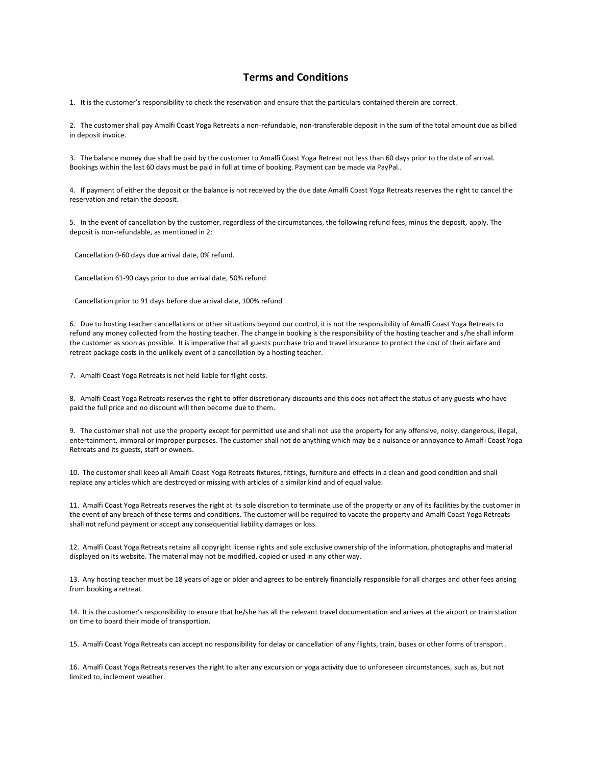# Terms and Conditions

1. It is the customer's responsibility to check the reservation and ensure that the particulars contained therein are correct.

2. The customer shall pay Amalfi Coast Yoga Retreats a non-refundable, non-transferable deposit in the sum of the total amount due as billed in deposit invoice.

3. The balance money due shall be paid by the customer to Amalfi Coast Yoga Retreat not less than 60 days prior to the date of arrival. Bookings within the last 60 days must be paid in full at time of booking. Payment can be made via PayPal..

4. If payment of either the deposit or the balance is not received by the due date Amalfi Coast Yoga Retreats reserves the right to cancel the reservation and retain the deposit.

5. In the event of cancellation by the customer, regardless of the circumstances, the following refund fees, minus the deposit, apply. The deposit is non-refundable, as mentioned in 2:

   Cancellation 0-60 days due arrival date, 0% refund.

   Cancellation 61-90 days prior to due arrival date, 50% refund

   Cancellation prior to 91 days before due arrival date, 100% refund

6. Due to hosting teacher cancellations or other situations beyond our control, it is not the responsibility of Amalfi Coast Yoga Retreats to refund any money collected from the hosting teacher. The change in booking is the responsibility of the hosting teacher and s/he shall inform the customer as soon as possible. It is imperative that all guests purchase trip and travel insurance to protect the cost of their airfare and retreat package costs in the unlikely event of a cancellation by a hosting teacher.

7. Amalfi Coast Yoga Retreats is not held liable for flight costs.

8. Amalfi Coast Yoga Retreats reserves the right to offer discretionary discounts and this does not affect the status of any guests who have paid the full price and no discount will then become due to them.

9. The customer shall not use the property except for permitted use and shall not use the property for any offensive, noisy, dangerous, illegal, entertainment, immoral or improper purposes. The customer shall not do anything which may be a nuisance or annoyance to Amalfi Coast Yoga Retreats and its guests, staff or owners.

10. The customer shall keep all Amalfi Coast Yoga Retreats fixtures, fittings, furniture and effects in a clean and good condition and shall replace any articles which are destroyed or missing with articles of a similar kind and of equal value.

11. Amalfi Coast Yoga Retreats reserves the right at its sole discretion to terminate use of the property or any of its facilities by the customer in the event of any breach of these terms and conditions. The customer will be required to vacate the property and Amalfi Coast Yoga Retreats shall not refund payment or accept any consequential liability damages or loss.

12. Amalfi Coast Yoga Retreats retains all copyright license rights and sole exclusive ownership of the information, photographs and material displayed on its website. The material may not be modified, copied or used in any other way.

13. Any hosting teacher must be 18 years of age or older and agrees to be entirely financially responsible for all charges and other fees arising from booking a retreat.

14. It is the customer's responsibility to ensure that he/she has all the relevant travel documentation and arrives at the airport or train station on time to board their mode of transportion.

15. Amalfi Coast Yoga Retreats can accept no responsibility for delay or cancellation of any flights, train, buses or other forms of transport.

16. Amalfi Coast Yoga Retreats reserves the right to alter any excursion or yoga activity due to unforeseen circumstances, such as, but not limited to, inclement weather.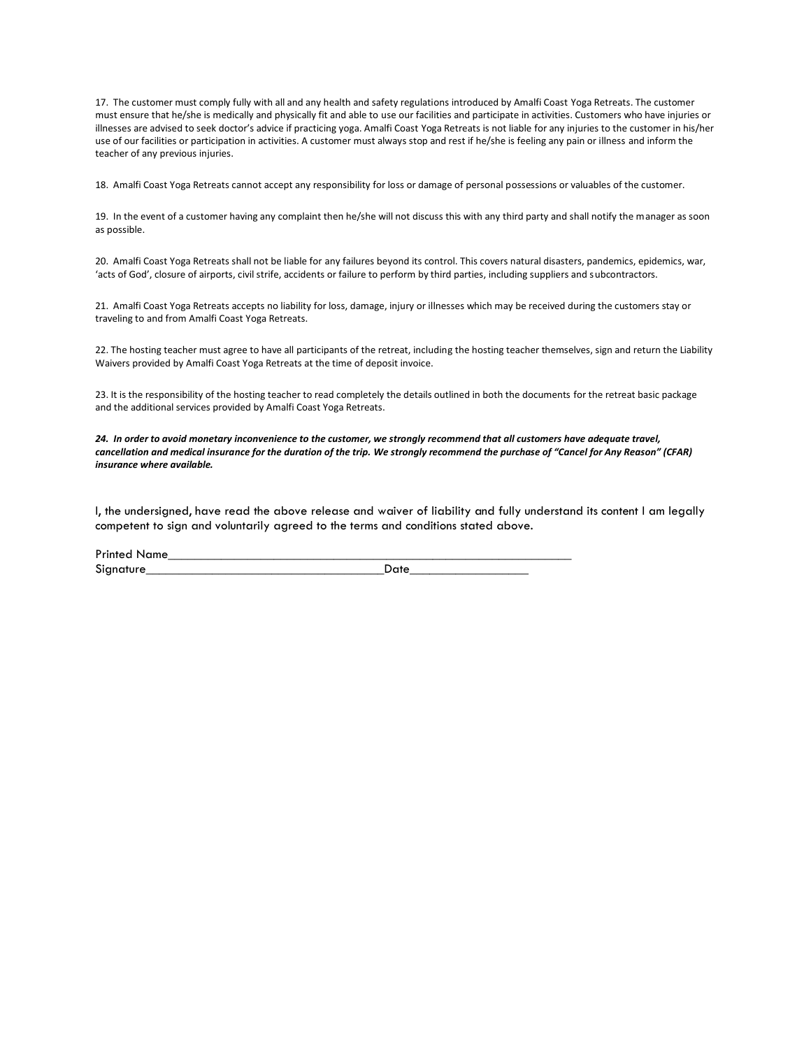17. The customer must comply fully with all and any health and safety regulations introduced by Amalfi Coast Yoga Retreats. The customer must ensure that he/she is medically and physically fit and able to use our facilities and participate in activities. Customers who have injuries or illnesses are advised to seek doctor's advice if practicing yoga. Amalfi Coast Yoga Retreats is not liable for any injuries to the customer in his/her use of our facilities or participation in activities. A customer must always stop and rest if he/she is feeling any pain or illness and inform the teacher of any previous injuries.

18. Amalfi Coast Yoga Retreats cannot accept any responsibility for loss or damage of personal possessions or valuables of the customer.

19. In the event of a customer having any complaint then he/she will not discuss this with any third party and shall notify the manager as soon as possible.

20. Amalfi Coast Yoga Retreats shall not be liable for any failures beyond its control. This covers natural disasters, pandemics, epidemics, war, 'acts of God', closure of airports, civil strife, accidents or failure to perform by third parties, including suppliers and subcontractors.

21. Amalfi Coast Yoga Retreats accepts no liability for loss, damage, injury or illnesses which may be received during the customers stay or traveling to and from Amalfi Coast Yoga Retreats.

22. The hosting teacher must agree to have all participants of the retreat, including the hosting teacher themselves, sign and return the Liability Waivers provided by Amalfi Coast Yoga Retreats at the time of deposit invoice.

23. It is the responsibility of the hosting teacher to read completely the details outlined in both the documents for the retreat basic package and the additional services provided by Amalfi Coast Yoga Retreats.

***24. In order to avoid monetary inconvenience to the customer, we strongly recommend that all customers have adequate travel, cancellation and medical insurance for the duration of the trip. We strongly recommend the purchase of "Cancel for Any Reason" (CFAR) insurance where available.***

I, the undersigned, have read the above release and waiver of liability and fully understand its content I am legally competent to sign and voluntarily agreed to the terms and conditions stated above.

Printed Name_______________________________________________________________

Signature_______________________________________Date___________________